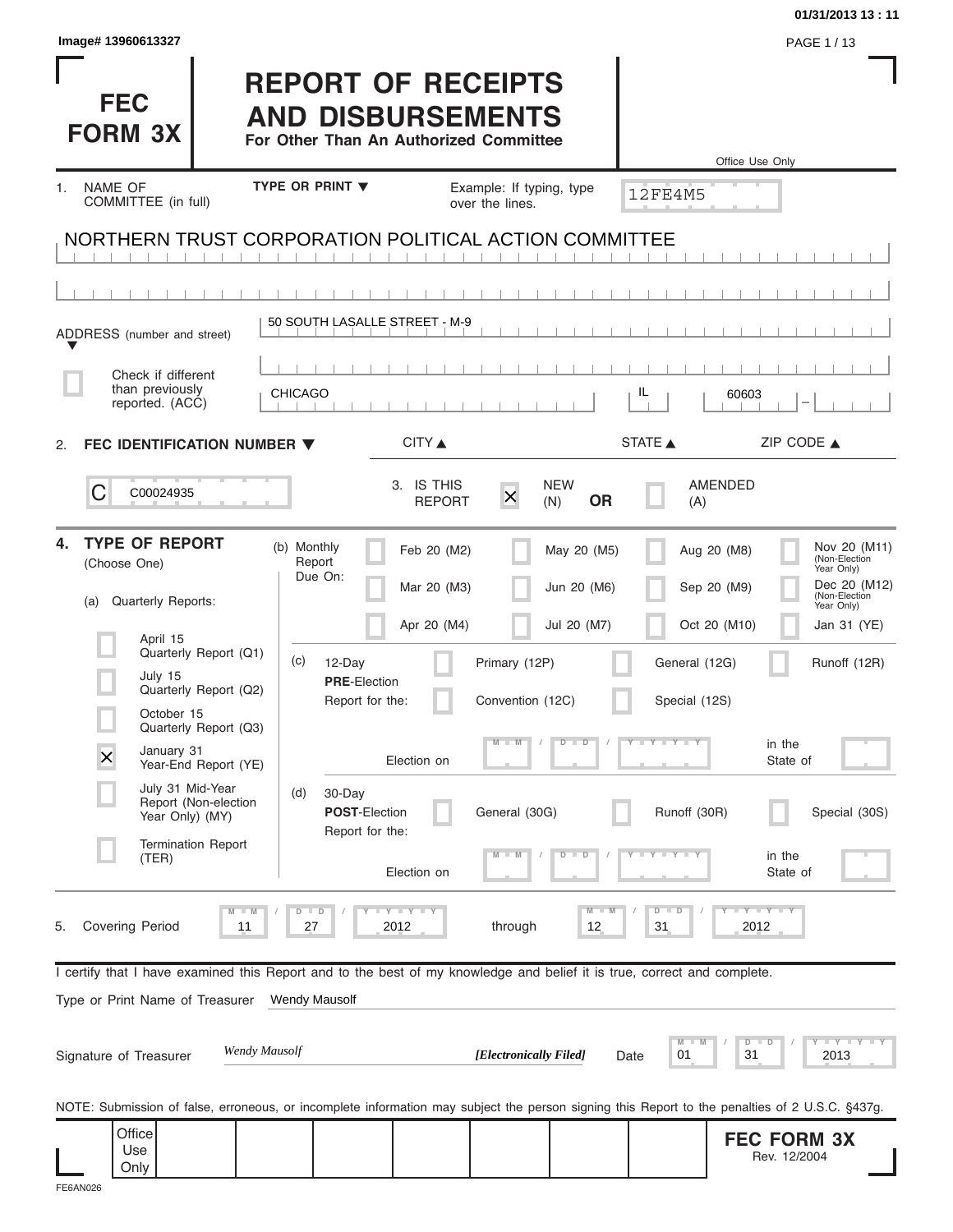Image# 13960613327

01/31/2013 13 : 11

# FEC FORM 3X

# REPORT OF RECEIPTS AND DISBURSEMENTS

**For Other Than An Authorized Committee**

Office Use Only

12FE4M5

1. NAME OF COMMITTEE (in full) — TYPE OR PRINT ▼ — Example: If typing, type over the lines.

NORTHERN TRUST CORPORATION POLITICAL ACTION COMMITTEE

ADDRESS (number and street) ▼

50 SOUTH LASALLE STREET - M-9

☐ Check if different than previously reported. (ACC)

CHICAGO | IL | 60603

CITY ▲ STATE ▲ ZIP CODE ▲

2. **FEC IDENTIFICATION NUMBER ▼**

C00024935

3. IS THIS REPORT ☒ NEW (N) **OR** ☐ AMENDED (A)

4. **TYPE OF REPORT** (Choose One)

(a) Quarterly Reports:

- ☐ April 15 Quarterly Report (Q1)
- ☐ July 15 Quarterly Report (Q2)
- ☐ October 15 Quarterly Report (Q3)
- ☒ January 31 Year-End Report (YE)
- ☐ July 31 Mid-Year Report (Non-election Year Only) (MY)
- ☐ Termination Report (TER)

(b) Monthly Report Due On:

- ☐ Feb 20 (M2)
- ☐ Mar 20 (M3)
- ☐ Apr 20 (M4)
- ☐ May 20 (M5)
- ☐ Jun 20 (M6)
- ☐ Jul 20 (M7)
- ☐ Aug 20 (M8)
- ☐ Sep 20 (M9)
- ☐ Oct 20 (M10)
- ☐ Nov 20 (M11) (Non-Election Year Only)
- ☐ Dec 20 (M12) (Non-Election Year Only)
- ☐ Jan 31 (YE)

(c) 12-Day **PRE**-Election Report for the:

- ☐ Primary (12P)
- ☐ General (12G)
- ☐ Runoff (12R)
- ☐ Convention (12C)
- ☐ Special (12S)

Election on MM / DD / YYYY in the State of

(d) 30-Day **POST**-Election Report for the:

- ☐ General (30G)
- ☐ Runoff (30R)
- ☐ Special (30S)

Election on MM / DD / YYYY in the State of

5. Covering Period 11 / 27 / 2012 through 12 / 31 / 2012

I certify that I have examined this Report and to the best of my knowledge and belief it is true, correct and complete.

Type or Print Name of Treasurer: Wendy Mausolf

Signature of Treasurer: *Wendy Mausolf* ***[Electronically Filed]*** Date 01 / 31 / 2013

NOTE: Submission of false, erroneous, or incomplete information may subject the person signing this Report to the penalties of 2 U.S.C. §437g.

Office Use Only

**FEC FORM 3X**
Rev. 12/2004

FE6AN026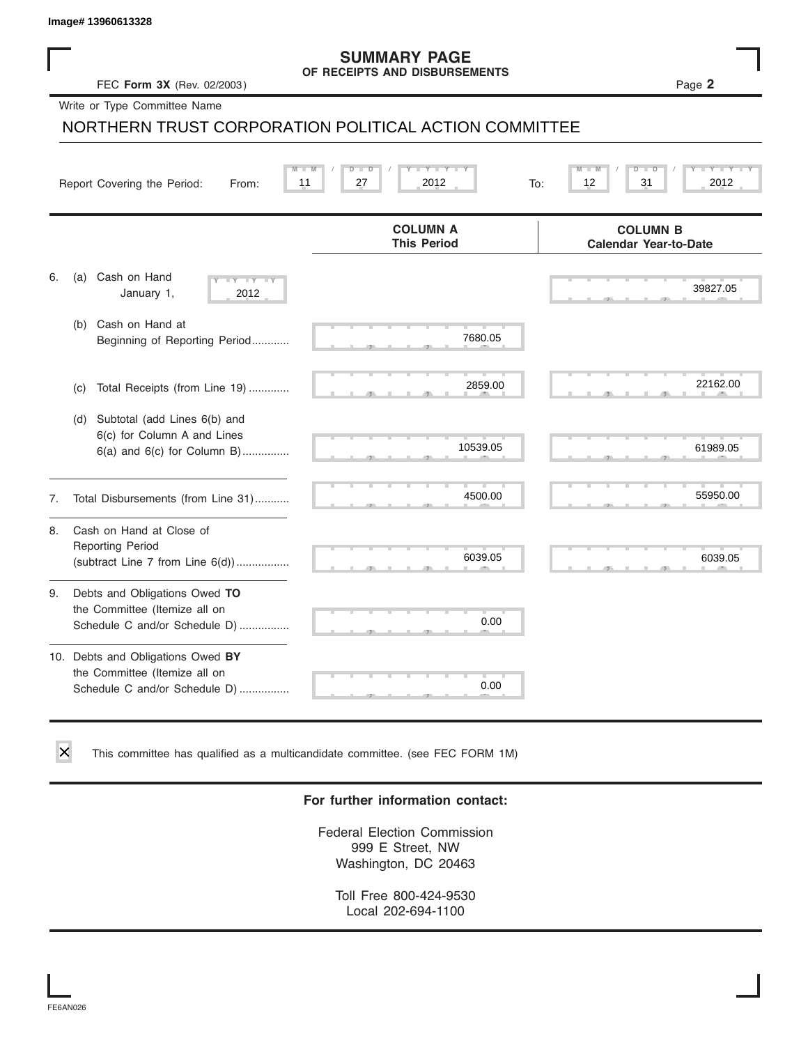Image# 13960613328

# SUMMARY PAGE
## OF RECEIPTS AND DISBURSEMENTS

FEC **Form 3X** (Rev. 02/2003)

Page **2**

Write or Type Committee Name

NORTHERN TRUST CORPORATION POLITICAL ACTION COMMITTEE

Report Covering the Period: From: 11 / 27 / 2012 To: 12 / 31 / 2012

| | | COLUMN A This Period | COLUMN B Calendar Year-to-Date |
|---|---|---|---|
| 6. | (a) Cash on Hand January 1, 2012 | | 39827.05 |
| | (b) Cash on Hand at Beginning of Reporting Period............ | 7680.05 | |
| | (c) Total Receipts (from Line 19) ............. | 2859.00 | 22162.00 |
| | (d) Subtotal (add Lines 6(b) and 6(c) for Column A and Lines 6(a) and 6(c) for Column B)............... | 10539.05 | 61989.05 |
| 7. | Total Disbursements (from Line 31)........... | 4500.00 | 55950.00 |
| 8. | Cash on Hand at Close of Reporting Period (subtract Line 7 from Line 6(d))................. | 6039.05 | 6039.05 |
| 9. | Debts and Obligations Owed **TO** the Committee (Itemize all on Schedule C and/or Schedule D) ................ | 0.00 | |
| 10. | Debts and Obligations Owed **BY** the Committee (Itemize all on Schedule C and/or Schedule D) ................ | 0.00 | |

☒ This committee has qualified as a multicandidate committee. (see FEC FORM 1M)

**For further information contact:**

Federal Election Commission
999 E Street, NW
Washington, DC 20463

Toll Free 800-424-9530
Local 202-694-1100

FE6AN026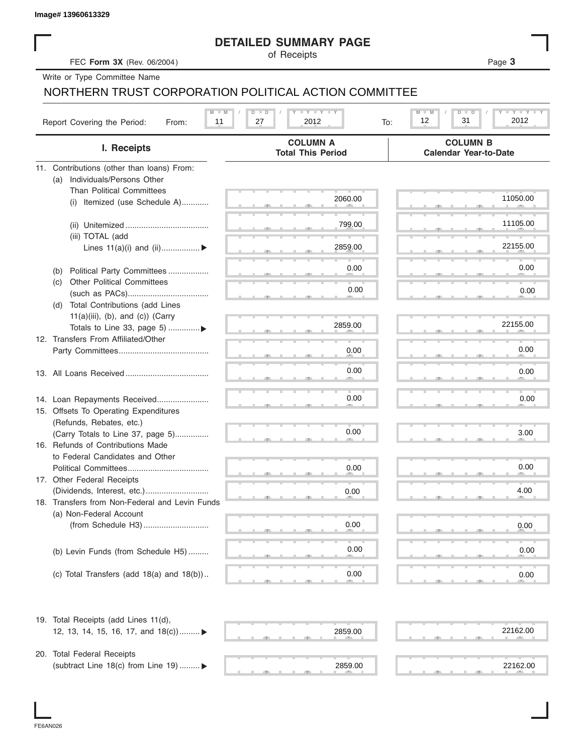Image# 13960613329

# DETAILED SUMMARY PAGE

of Receipts

FEC **Form 3X** (Rev. 06/2004)

Write or Type Committee Name

NORTHERN TRUST CORPORATION POLITICAL ACTION COMMITTEE

Report Covering the Period: From: 11 / 27 / 2012 To: 12 / 31 / 2012

| I. Receipts | COLUMN A Total This Period | COLUMN B Calendar Year-to-Date |
|---|---|---|
| 11. Contributions (other than loans) From: | | |
| (a) Individuals/Persons Other Than Political Committees | | |
| (i) Itemized (use Schedule A) | 2060.00 | 11050.00 |
| (ii) Unitemized | 799.00 | 11105.00 |
| (iii) TOTAL (add Lines 11(a)(i) and (ii)) ▶ | 2859.00 | 22155.00 |
| (b) Political Party Committees | 0.00 | 0.00 |
| (c) Other Political Committees (such as PACs) | 0.00 | 0.00 |
| (d) Total Contributions (add Lines 11(a)(iii), (b), and (c)) (Carry Totals to Line 33, page 5) ▶ | 2859.00 | 22155.00 |
| 12. Transfers From Affiliated/Other Party Committees | 0.00 | 0.00 |
| 13. All Loans Received | 0.00 | 0.00 |
| 14. Loan Repayments Received | 0.00 | 0.00 |
| 15. Offsets To Operating Expenditures (Refunds, Rebates, etc.) (Carry Totals to Line 37, page 5) | 0.00 | 3.00 |
| 16. Refunds of Contributions Made to Federal Candidates and Other Political Committees | 0.00 | 0.00 |
| 17. Other Federal Receipts (Dividends, Interest, etc.) | 0.00 | 4.00 |
| 18. Transfers from Non-Federal and Levin Funds | | |
| (a) Non-Federal Account (from Schedule H3) | 0.00 | 0.00 |
| (b) Levin Funds (from Schedule H5) | 0.00 | 0.00 |
| (c) Total Transfers (add 18(a) and 18(b)) | 0.00 | 0.00 |
| 19. Total Receipts (add Lines 11(d), 12, 13, 14, 15, 16, 17, and 18(c)) ▶ | 2859.00 | 22162.00 |
| 20. Total Federal Receipts (subtract Line 18(c) from Line 19) ▶ | 2859.00 | 22162.00 |

FE6AN026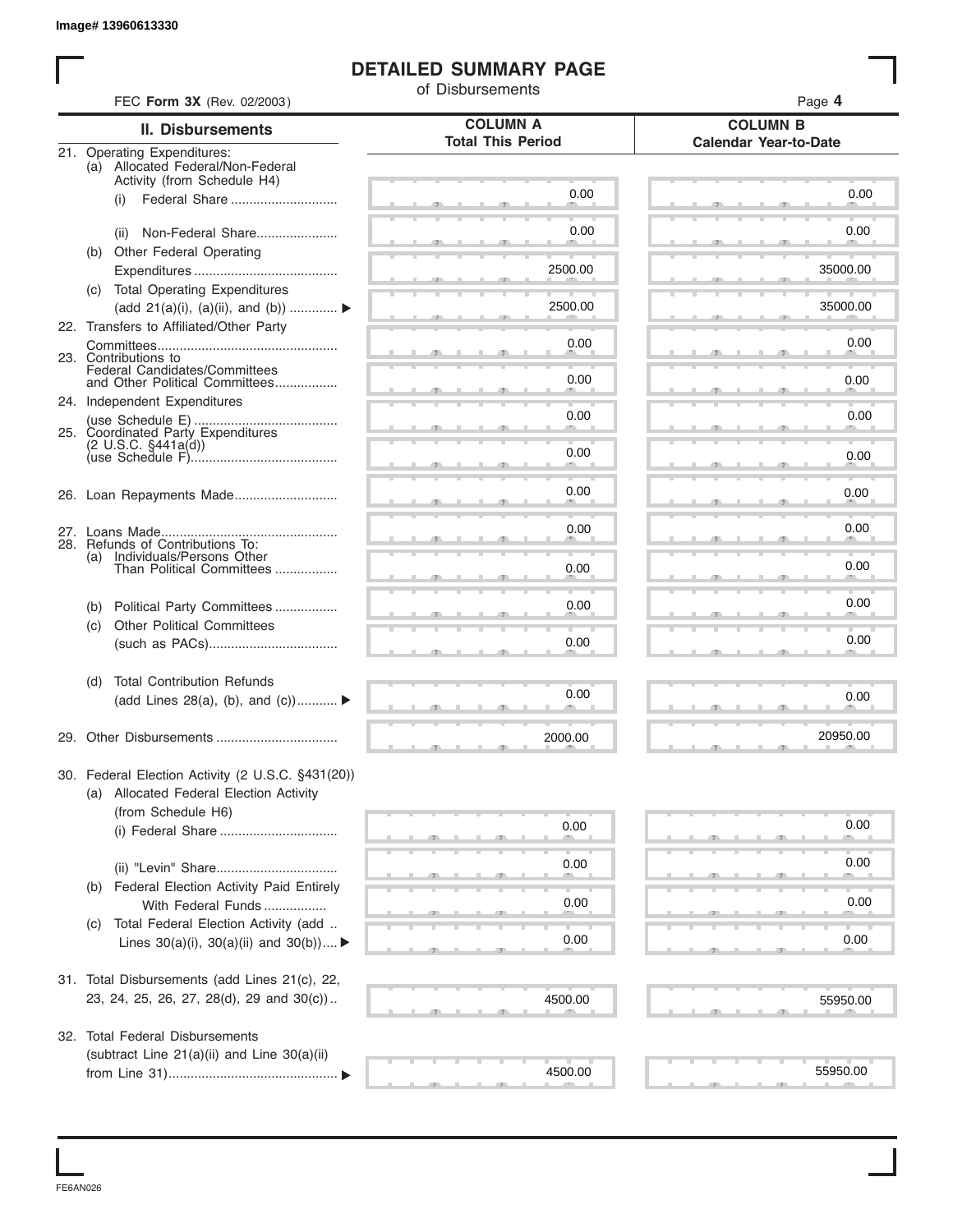Image# 13960613330

# DETAILED SUMMARY PAGE

of Disbursements

FEC **Form 3X** (Rev. 02/2003)

| II. Disbursements | COLUMN A Total This Period | COLUMN B Calendar Year-to-Date |
|---|---|---|
| 21. Operating Expenditures: (a) Allocated Federal/Non-Federal Activity (from Schedule H4) (i) Federal Share | 0.00 | 0.00 |
| (ii) Non-Federal Share | 0.00 | 0.00 |
| (b) Other Federal Operating Expenditures | 2500.00 | 35000.00 |
| (c) Total Operating Expenditures (add 21(a)(i), (a)(ii), and (b)) ▶ | 2500.00 | 35000.00 |
| 22. Transfers to Affiliated/Other Party Committees | 0.00 | 0.00 |
| 23. Contributions to Federal Candidates/Committees and Other Political Committees | 0.00 | 0.00 |
| 24. Independent Expenditures (use Schedule E) | 0.00 | 0.00 |
| 25. Coordinated Party Expenditures (2 U.S.C. §441a(d)) (use Schedule F) | 0.00 | 0.00 |
| 26. Loan Repayments Made | 0.00 | 0.00 |
| 27. Loans Made | 0.00 | 0.00 |
| 28. Refunds of Contributions To: (a) Individuals/Persons Other Than Political Committees | 0.00 | 0.00 |
| (b) Political Party Committees | 0.00 | 0.00 |
| (c) Other Political Committees (such as PACs) | 0.00 | 0.00 |
| (d) Total Contribution Refunds (add Lines 28(a), (b), and (c)) ▶ | 0.00 | 0.00 |
| 29. Other Disbursements | 2000.00 | 20950.00 |
| 30. Federal Election Activity (2 U.S.C. §431(20)) (a) Allocated Federal Election Activity (from Schedule H6) (i) Federal Share | 0.00 | 0.00 |
| (ii) "Levin" Share | 0.00 | 0.00 |
| (b) Federal Election Activity Paid Entirely With Federal Funds | 0.00 | 0.00 |
| (c) Total Federal Election Activity (add Lines 30(a)(i), 30(a)(ii) and 30(b)) ▶ | 0.00 | 0.00 |
| 31. Total Disbursements (add Lines 21(c), 22, 23, 24, 25, 26, 27, 28(d), 29 and 30(c)) | 4500.00 | 55950.00 |
| 32. Total Federal Disbursements (subtract Line 21(a)(ii) and Line 30(a)(ii) from Line 31) ▶ | 4500.00 | 55950.00 |

FE6AN026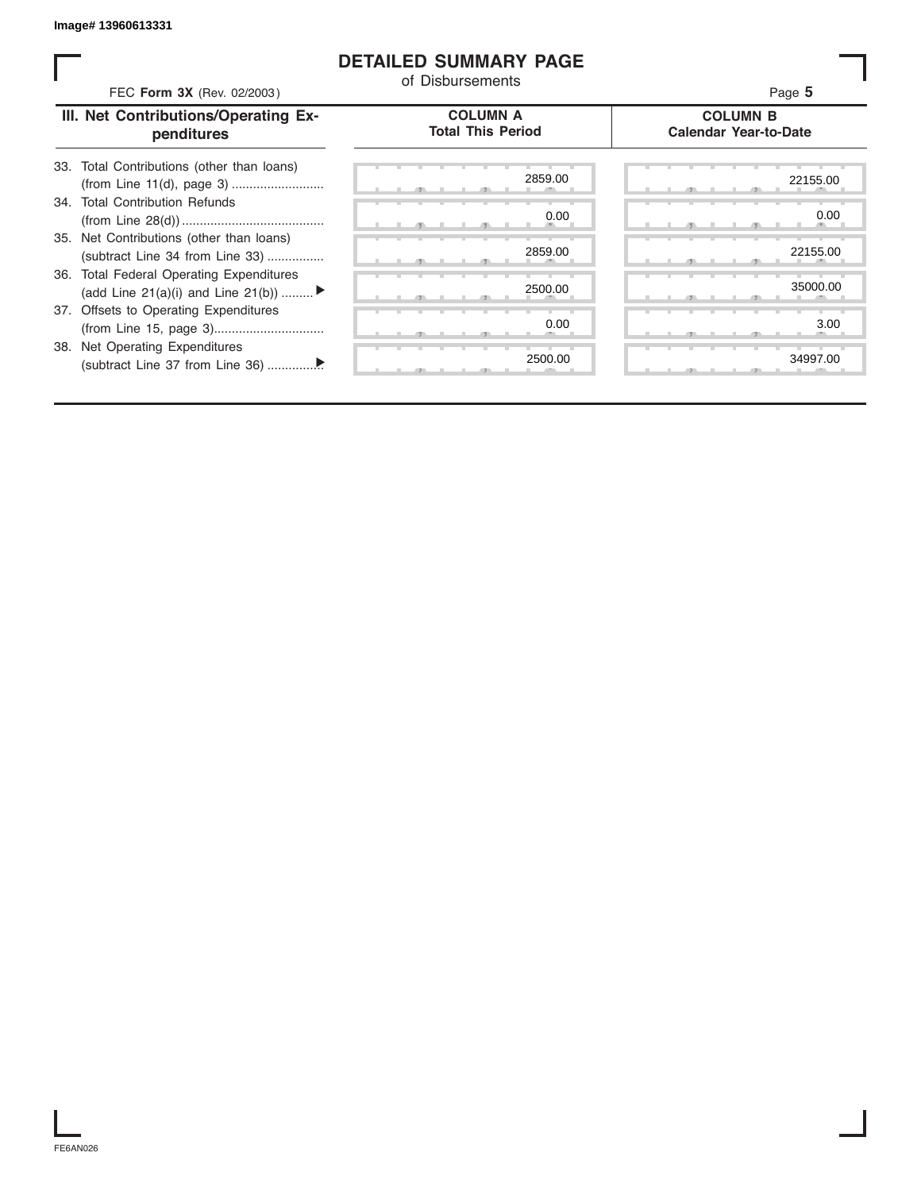Image# 13960613331

# DETAILED SUMMARY PAGE

of Disbursements

FEC **Form 3X** (Rev. 02/2003)

| III. Net Contributions/Operating Expenditures | COLUMN A Total This Period | COLUMN B Calendar Year-to-Date |
|---|---|---|
| 33. Total Contributions (other than loans) (from Line 11(d), page 3) | 2859.00 | 22155.00 |
| 34. Total Contribution Refunds (from Line 28(d)) | 0.00 | 0.00 |
| 35. Net Contributions (other than loans) (subtract Line 34 from Line 33) | 2859.00 | 22155.00 |
| 36. Total Federal Operating Expenditures (add Line 21(a)(i) and Line 21(b)) ▶ | 2500.00 | 35000.00 |
| 37. Offsets to Operating Expenditures (from Line 15, page 3) | 0.00 | 3.00 |
| 38. Net Operating Expenditures (subtract Line 37 from Line 36) ▶ | 2500.00 | 34997.00 |

FE6AN026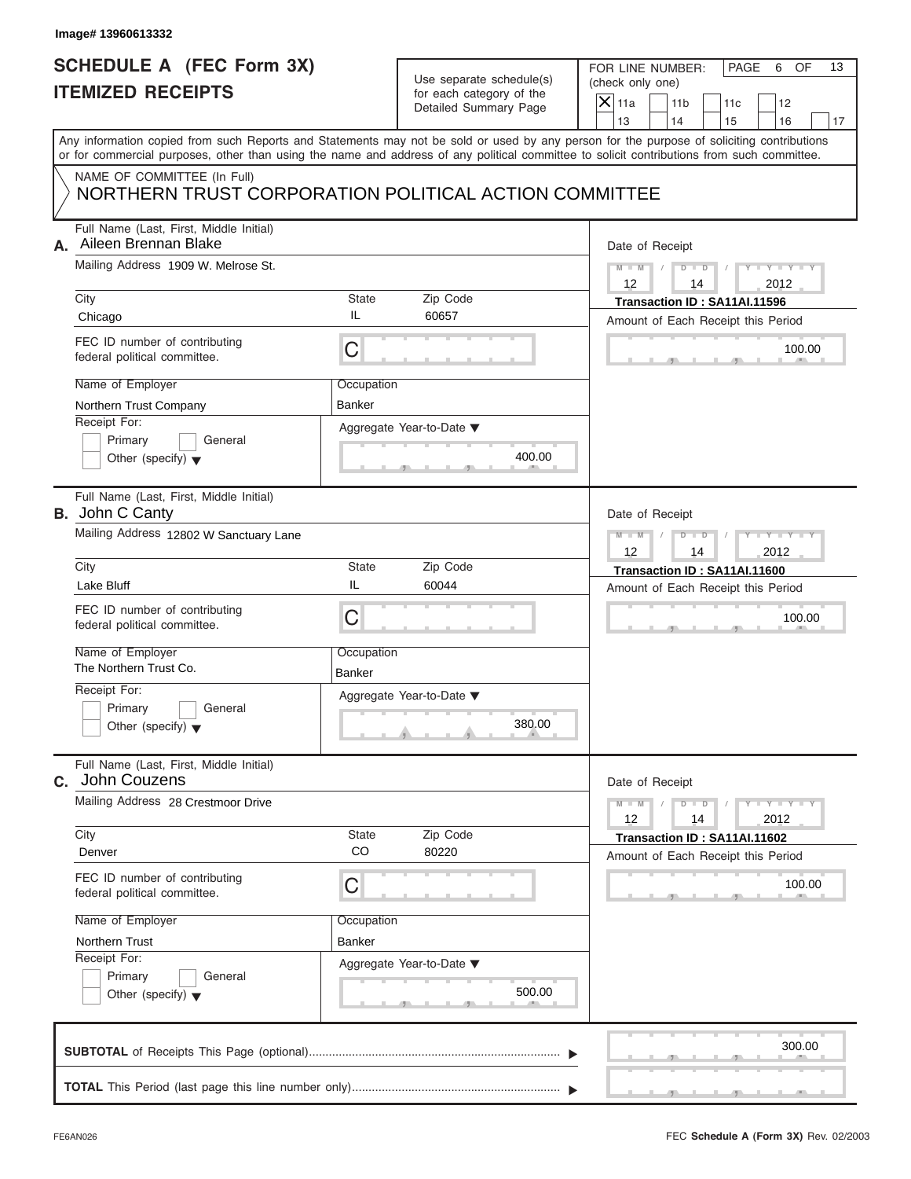Image# 13960613332

# SCHEDULE A (FEC Form 3X)
## ITEMIZED RECEIPTS

Use separate schedule(s) for each category of the Detailed Summary Page

FOR LINE NUMBER: (check only one)

- [X] 11a
- [ ] 11b
- [ ] 11c
- [ ] 12
- [ ] 13
- [ ] 14
- [ ] 15
- [ ] 16
- [ ] 17

PAGE 6 OF 13

Any information copied from such Reports and Statements may not be sold or used by any person for the purpose of soliciting contributions or for commercial purposes, other than using the name and address of any political committee to solicit contributions from such committee.

NAME OF COMMITTEE (In Full)
NORTHERN TRUST CORPORATION POLITICAL ACTION COMMITTEE

---

**A.** Full Name (Last, First, Middle Initial): Aileen Brennan Blake

Mailing Address: 1909 W. Melrose St.

City: Chicago | State: IL | Zip Code: 60657

FEC ID number of contributing federal political committee: C

Name of Employer: Northern Trust Company

Occupation: Banker

Receipt For: [ ] Primary [ ] General [ ] Other (specify)

Aggregate Year-to-Date: 400.00

Date of Receipt: 12 / 14 / 2012

Transaction ID : SA11AI.11596

Amount of Each Receipt this Period: 100.00

---

**B.** Full Name (Last, First, Middle Initial): John C Canty

Mailing Address: 12802 W Sanctuary Lane

City: Lake Bluff | State: IL | Zip Code: 60044

FEC ID number of contributing federal political committee: C

Name of Employer: The Northern Trust Co.

Occupation: Banker

Receipt For: [ ] Primary [ ] General [ ] Other (specify)

Aggregate Year-to-Date: 380.00

Date of Receipt: 12 / 14 / 2012

Transaction ID : SA11AI.11600

Amount of Each Receipt this Period: 100.00

---

**C.** Full Name (Last, First, Middle Initial): John Couzens

Mailing Address: 28 Crestmoor Drive

City: Denver | State: CO | Zip Code: 80220

FEC ID number of contributing federal political committee: C

Name of Employer: Northern Trust

Occupation: Banker

Receipt For: [ ] Primary [ ] General [ ] Other (specify)

Aggregate Year-to-Date: 500.00

Date of Receipt: 12 / 14 / 2012

Transaction ID : SA11AI.11602

Amount of Each Receipt this Period: 100.00

---

**SUBTOTAL** of Receipts This Page (optional): 300.00

**TOTAL** This Period (last page this line number only):

FE6AN026 | FEC **Schedule A** (Form 3X) Rev. 02/2003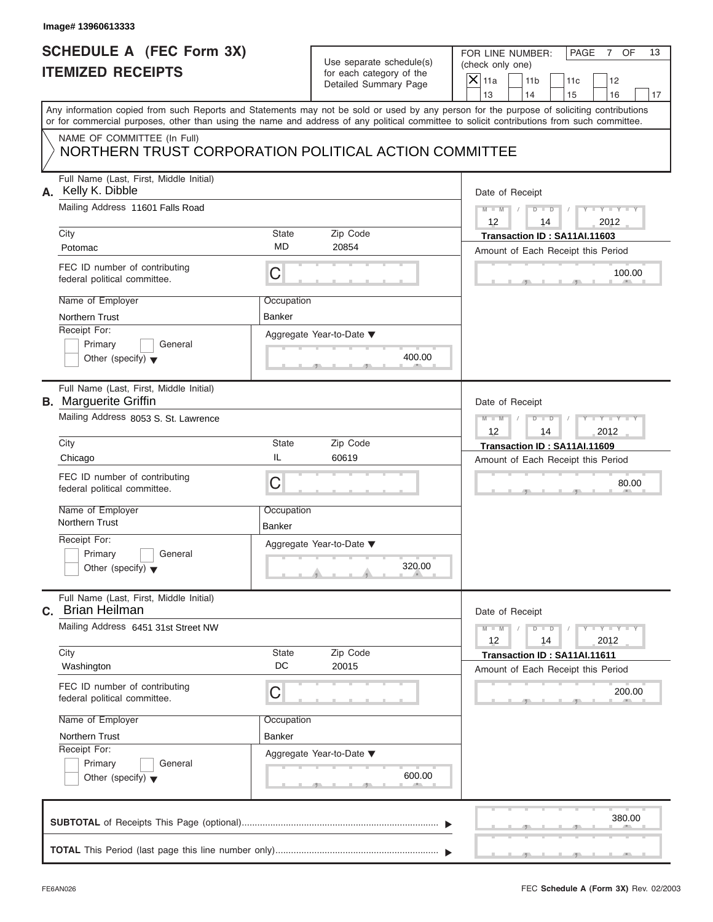Image# 13960613333

# SCHEDULE A (FEC Form 3X) ITEMIZED RECEIPTS

Use separate schedule(s) for each category of the Detailed Summary Page

FOR LINE NUMBER: (check only one)

- [X] 11a
- [ ] 11b
- [ ] 11c
- [ ] 12
- [ ] 13
- [ ] 14
- [ ] 15
- [ ] 16
- [ ] 17

PAGE 7 OF 13

Any information copied from such Reports and Statements may not be sold or used by any person for the purpose of soliciting contributions or for commercial purposes, other than using the name and address of any political committee to solicit contributions from such committee.

NAME OF COMMITTEE (In Full)

NORTHERN TRUST CORPORATION POLITICAL ACTION COMMITTEE

---

**A.** Full Name (Last, First, Middle Initial): Kelly K. Dibble

Mailing Address: 11601 Falls Road

| City | State | Zip Code |
|---|---|---|
| Potomac | MD | 20854 |

FEC ID number of contributing federal political committee: C

| Name of Employer | Occupation |
|---|---|
| Northern Trust | Banker |

Receipt For: [ ] Primary [ ] General [ ] Other (specify)

Aggregate Year-to-Date: 400.00

Date of Receipt: 12 / 14 / 2012

Transaction ID : SA11AI.11603

Amount of Each Receipt this Period: 100.00

---

**B.** Full Name (Last, First, Middle Initial): Marguerite Griffin

Mailing Address: 8053 S. St. Lawrence

| City | State | Zip Code |
|---|---|---|
| Chicago | IL | 60619 |

FEC ID number of contributing federal political committee: C

| Name of Employer | Occupation |
|---|---|
| Northern Trust | Banker |

Receipt For: [ ] Primary [ ] General [ ] Other (specify)

Aggregate Year-to-Date: 320.00

Date of Receipt: 12 / 14 / 2012

Transaction ID : SA11AI.11609

Amount of Each Receipt this Period: 80.00

---

**C.** Full Name (Last, First, Middle Initial): Brian Heilman

Mailing Address: 6451 31st Street NW

| City | State | Zip Code |
|---|---|---|
| Washington | DC | 20015 |

FEC ID number of contributing federal political committee: C

| Name of Employer | Occupation |
|---|---|
| Northern Trust | Banker |

Receipt For: [ ] Primary [ ] General [ ] Other (specify)

Aggregate Year-to-Date: 600.00

Date of Receipt: 12 / 14 / 2012

Transaction ID : SA11AI.11611

Amount of Each Receipt this Period: 200.00

---

**SUBTOTAL** of Receipts This Page (optional): 380.00

**TOTAL** This Period (last page this line number only):

FE6AN026

FEC **Schedule A** (Form 3X) Rev. 02/2003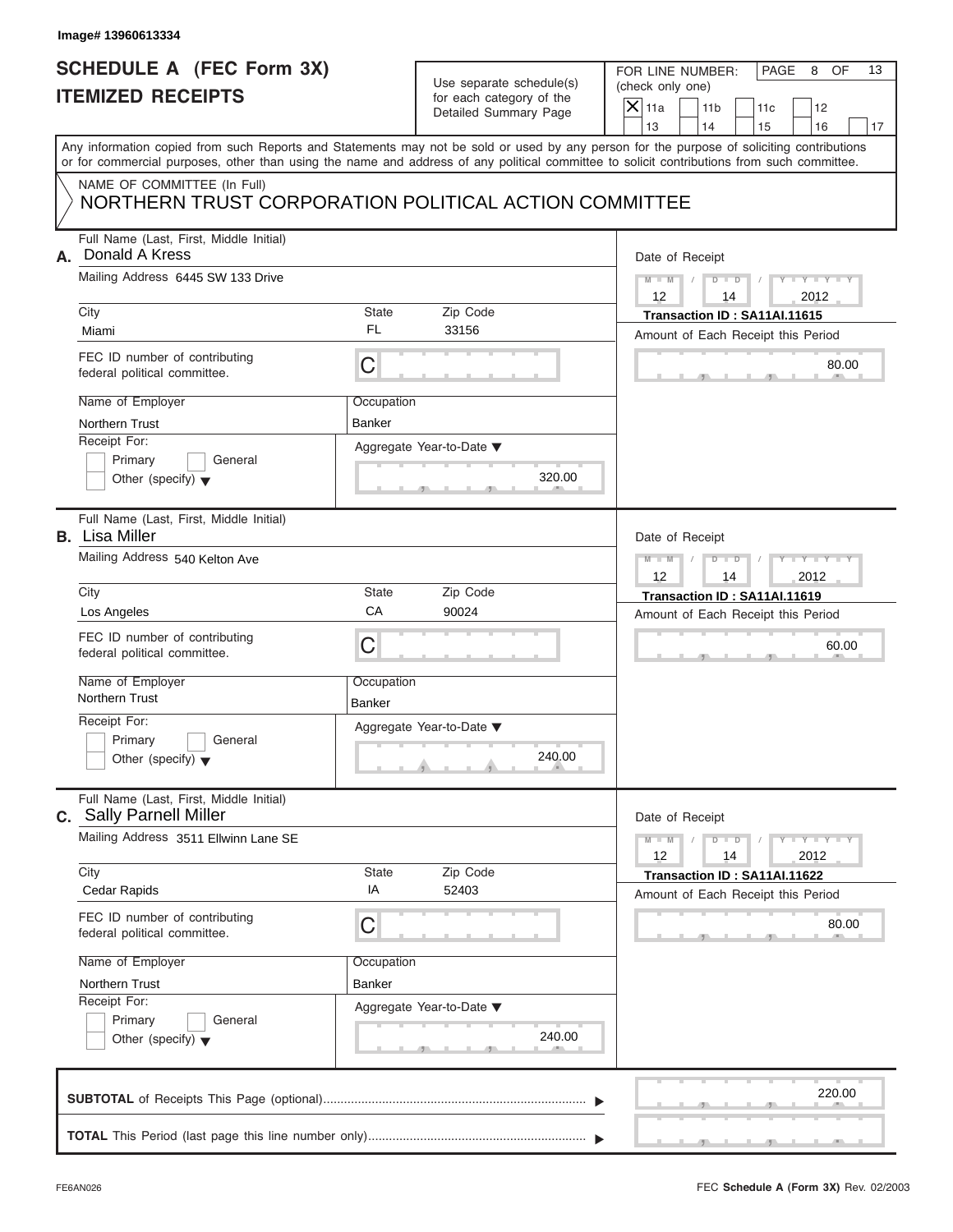Image# 13960613334

# SCHEDULE A (FEC Form 3X)
# ITEMIZED RECEIPTS

Use separate schedule(s) for each category of the Detailed Summary Page

FOR LINE NUMBER: (check only one)

- [X] 11a
- [ ] 11b
- [ ] 11c
- [ ] 12
- [ ] 13
- [ ] 14
- [ ] 15
- [ ] 16
- [ ] 17

Any information copied from such Reports and Statements may not be sold or used by any person for the purpose of soliciting contributions or for commercial purposes, other than using the name and address of any political committee to solicit contributions from such committee.

NAME OF COMMITTEE (In Full)
NORTHERN TRUST CORPORATION POLITICAL ACTION COMMITTEE

---

**A.** Full Name (Last, First, Middle Initial): Donald A Kress

Mailing Address: 6445 SW 133 Drive

City: Miami | State: FL | Zip Code: 33156

FEC ID number of contributing federal political committee: C

Name of Employer: Northern Trust

Occupation: Banker

Receipt For: Primary / General / Other (specify)

Aggregate Year-to-Date: 320.00

Date of Receipt: 12 / 14 / 2012

Transaction ID : SA11AI.11615

Amount of Each Receipt this Period: 80.00

---

**B.** Full Name (Last, First, Middle Initial): Lisa Miller

Mailing Address: 540 Kelton Ave

City: Los Angeles | State: CA | Zip Code: 90024

FEC ID number of contributing federal political committee: C

Name of Employer: Northern Trust

Occupation: Banker

Receipt For: Primary / General / Other (specify)

Aggregate Year-to-Date: 240.00

Date of Receipt: 12 / 14 / 2012

Transaction ID : SA11AI.11619

Amount of Each Receipt this Period: 60.00

---

**C.** Full Name (Last, First, Middle Initial): Sally Parnell Miller

Mailing Address: 3511 Ellwinn Lane SE

City: Cedar Rapids | State: IA | Zip Code: 52403

FEC ID number of contributing federal political committee: C

Name of Employer: Northern Trust

Occupation: Banker

Receipt For: Primary / General / Other (specify)

Aggregate Year-to-Date: 240.00

Date of Receipt: 12 / 14 / 2012

Transaction ID : SA11AI.11622

Amount of Each Receipt this Period: 80.00

---

**SUBTOTAL** of Receipts This Page (optional): 220.00

**TOTAL** This Period (last page this line number only):

FE6AN026

FEC **Schedule A** (Form 3X) Rev. 02/2003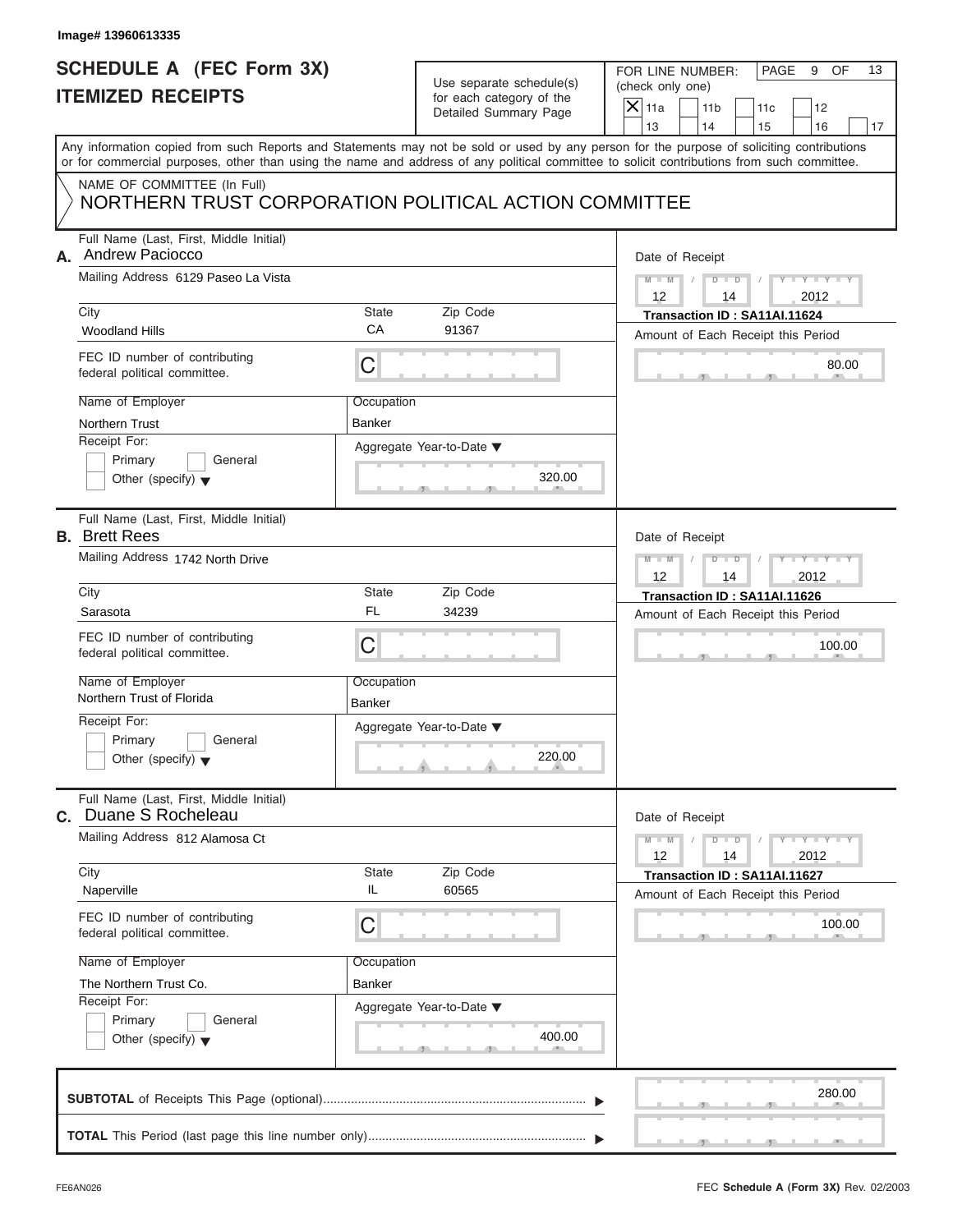Image# 13960613335

# SCHEDULE A (FEC Form 3X)
# ITEMIZED RECEIPTS

Use separate schedule(s) for each category of the Detailed Summary Page

FOR LINE NUMBER: (check only one)

- [X] 11a
- [ ] 11b
- [ ] 11c
- [ ] 12
- [ ] 13
- [ ] 14
- [ ] 15
- [ ] 16
- [ ] 17

PAGE 9 OF 13

Any information copied from such Reports and Statements may not be sold or used by any person for the purpose of soliciting contributions or for commercial purposes, other than using the name and address of any political committee to solicit contributions from such committee.

NAME OF COMMITTEE (In Full)
NORTHERN TRUST CORPORATION POLITICAL ACTION COMMITTEE

---

**A.** Full Name (Last, First, Middle Initial): Andrew Paciocco

Mailing Address: 6129 Paseo La Vista

City: Woodland Hills | State: CA | Zip Code: 91367

FEC ID number of contributing federal political committee: C

Name of Employer: Northern Trust

Occupation: Banker

Receipt For: Primary / General / Other (specify)

Aggregate Year-to-Date: 320.00

Date of Receipt: 12 / 14 / 2012

Transaction ID : SA11AI.11624

Amount of Each Receipt this Period: 80.00

---

**B.** Full Name (Last, First, Middle Initial): Brett Rees

Mailing Address: 1742 North Drive

City: Sarasota | State: FL | Zip Code: 34239

FEC ID number of contributing federal political committee: C

Name of Employer: Northern Trust of Florida

Occupation: Banker

Receipt For: Primary / General / Other (specify)

Aggregate Year-to-Date: 220.00

Date of Receipt: 12 / 14 / 2012

Transaction ID : SA11AI.11626

Amount of Each Receipt this Period: 100.00

---

**C.** Full Name (Last, First, Middle Initial): Duane S Rocheleau

Mailing Address: 812 Alamosa Ct

City: Naperville | State: IL | Zip Code: 60565

FEC ID number of contributing federal political committee: C

Name of Employer: The Northern Trust Co.

Occupation: Banker

Receipt For: Primary / General / Other (specify)

Aggregate Year-to-Date: 400.00

Date of Receipt: 12 / 14 / 2012

Transaction ID : SA11AI.11627

Amount of Each Receipt this Period: 100.00

---

**SUBTOTAL** of Receipts This Page (optional): 280.00

**TOTAL** This Period (last page this line number only):

FE6AN026

FEC **Schedule A** (Form 3X) Rev. 02/2003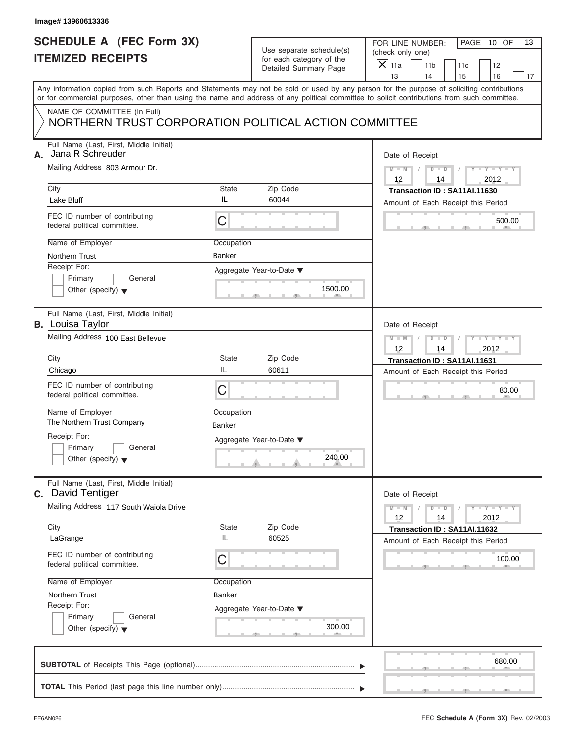Image# 13960613336

# SCHEDULE A (FEC Form 3X)
## ITEMIZED RECEIPTS

Use separate schedule(s) for each category of the Detailed Summary Page

FOR LINE NUMBER: (check only one)
[X] 11a [ ] 11b [ ] 11c [ ] 12 [ ] 13 [ ] 14 [ ] 15 [ ] 16 [ ] 17

PAGE 10 OF 13

Any information copied from such Reports and Statements may not be sold or used by any person for the purpose of soliciting contributions or for commercial purposes, other than using the name and address of any political committee to solicit contributions from such committee.

NAME OF COMMITTEE (In Full)
NORTHERN TRUST CORPORATION POLITICAL ACTION COMMITTEE

**A.** Full Name (Last, First, Middle Initial): Jana R Schreuder
Mailing Address: 803 Armour Dr.
City: Lake Bluff | State: IL | Zip Code: 60044
FEC ID number of contributing federal political committee: C
Name of Employer: Northern Trust
Occupation: Banker
Receipt For: Primary / General / Other (specify)
Aggregate Year-to-Date: 1500.00
Date of Receipt: 12 / 14 / 2012
Transaction ID : SA11AI.11630
Amount of Each Receipt this Period: 500.00

**B.** Full Name (Last, First, Middle Initial): Louisa Taylor
Mailing Address: 100 East Bellevue
City: Chicago | State: IL | Zip Code: 60611
FEC ID number of contributing federal political committee: C
Name of Employer: The Northern Trust Company
Occupation: Banker
Receipt For: Primary / General / Other (specify)
Aggregate Year-to-Date: 240.00
Date of Receipt: 12 / 14 / 2012
Transaction ID : SA11AI.11631
Amount of Each Receipt this Period: 80.00

**C.** Full Name (Last, First, Middle Initial): David Tentiger
Mailing Address: 117 South Waiola Drive
City: LaGrange | State: IL | Zip Code: 60525
FEC ID number of contributing federal political committee: C
Name of Employer: Northern Trust
Occupation: Banker
Receipt For: Primary / General / Other (specify)
Aggregate Year-to-Date: 300.00
Date of Receipt: 12 / 14 / 2012
Transaction ID : SA11AI.11632
Amount of Each Receipt this Period: 100.00

**SUBTOTAL** of Receipts This Page (optional): 680.00

**TOTAL** This Period (last page this line number only):

FE6AN026 — FEC **Schedule A** (Form 3X) Rev. 02/2003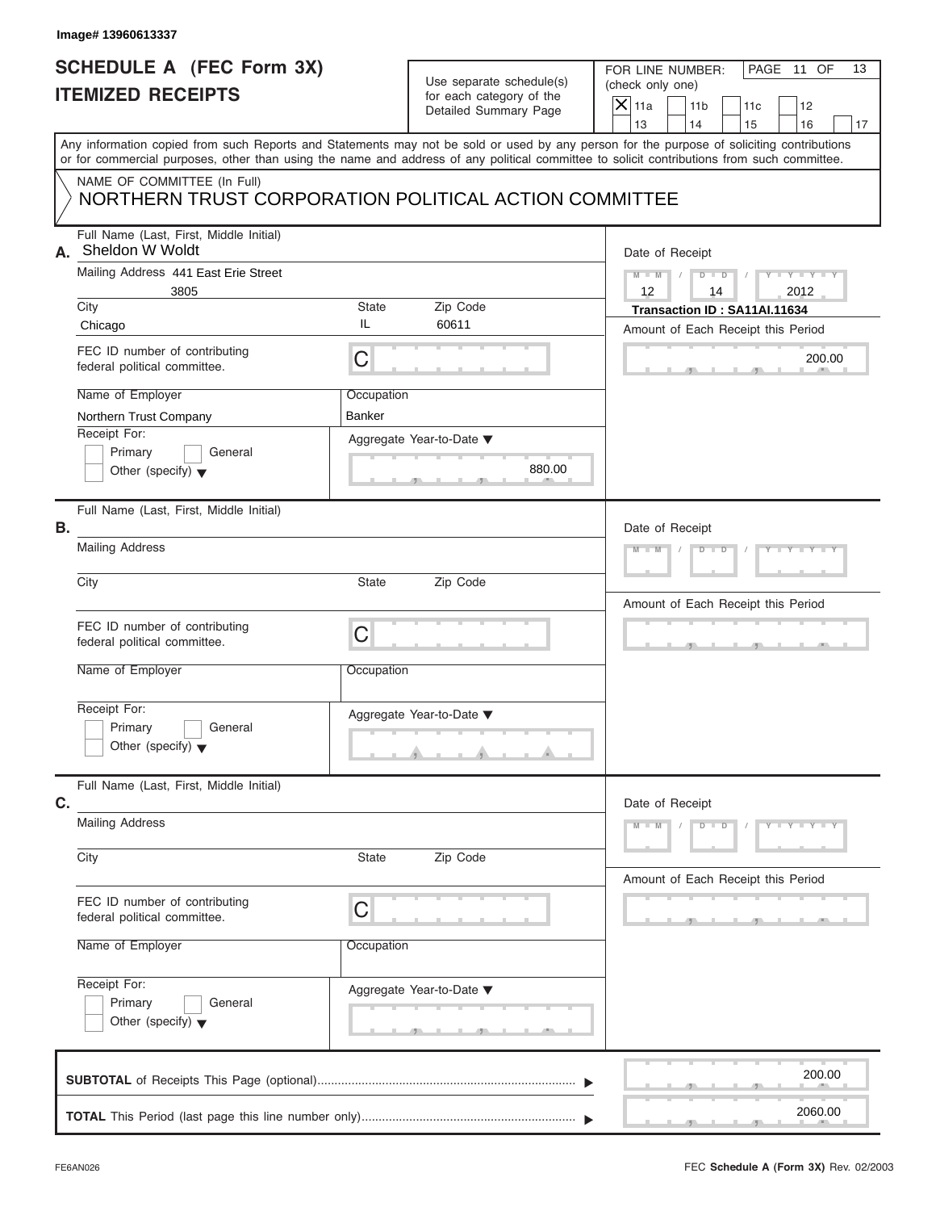Image# 13960613337

# SCHEDULE A (FEC Form 3X)
## ITEMIZED RECEIPTS

Use separate schedule(s) for each category of the Detailed Summary Page

FOR LINE NUMBER: (check only one)

- [X] 11a
- [ ] 11b
- [ ] 11c
- [ ] 12
- [ ] 13
- [ ] 14
- [ ] 15
- [ ] 16
- [ ] 17

Any information copied from such Reports and Statements may not be sold or used by any person for the purpose of soliciting contributions or for commercial purposes, other than using the name and address of any political committee to solicit contributions from such committee.

NAME OF COMMITTEE (In Full)
NORTHERN TRUST CORPORATION POLITICAL ACTION COMMITTEE

**A.** Full Name (Last, First, Middle Initial): Sheldon W Woldt

Mailing Address: 441 East Erie Street, 3805

City: Chicago | State: IL | Zip Code: 60611

FEC ID number of contributing federal political committee: C

Name of Employer: Northern Trust Company

Occupation: Banker

Receipt For: Primary / General / Other (specify)

Aggregate Year-to-Date: 880.00

Date of Receipt: 12 / 14 / 2012

Transaction ID : SA11AI.11634

Amount of Each Receipt this Period: 200.00

**B.** Full Name (Last, First, Middle Initial):

Mailing Address:

City: | State: | Zip Code:

FEC ID number of contributing federal political committee: C

Name of Employer: | Occupation:

Receipt For: Primary / General / Other (specify)

Aggregate Year-to-Date:

Date of Receipt:

Amount of Each Receipt this Period:

**C.** Full Name (Last, First, Middle Initial):

Mailing Address:

City: | State: | Zip Code:

FEC ID number of contributing federal political committee: C

Name of Employer: | Occupation:

Receipt For: Primary / General / Other (specify)

Aggregate Year-to-Date:

Date of Receipt:

Amount of Each Receipt this Period:

**SUBTOTAL** of Receipts This Page (optional): 200.00

**TOTAL** This Period (last page this line number only): 2060.00

FE6AN026

FEC **Schedule A** (Form 3X) Rev. 02/2003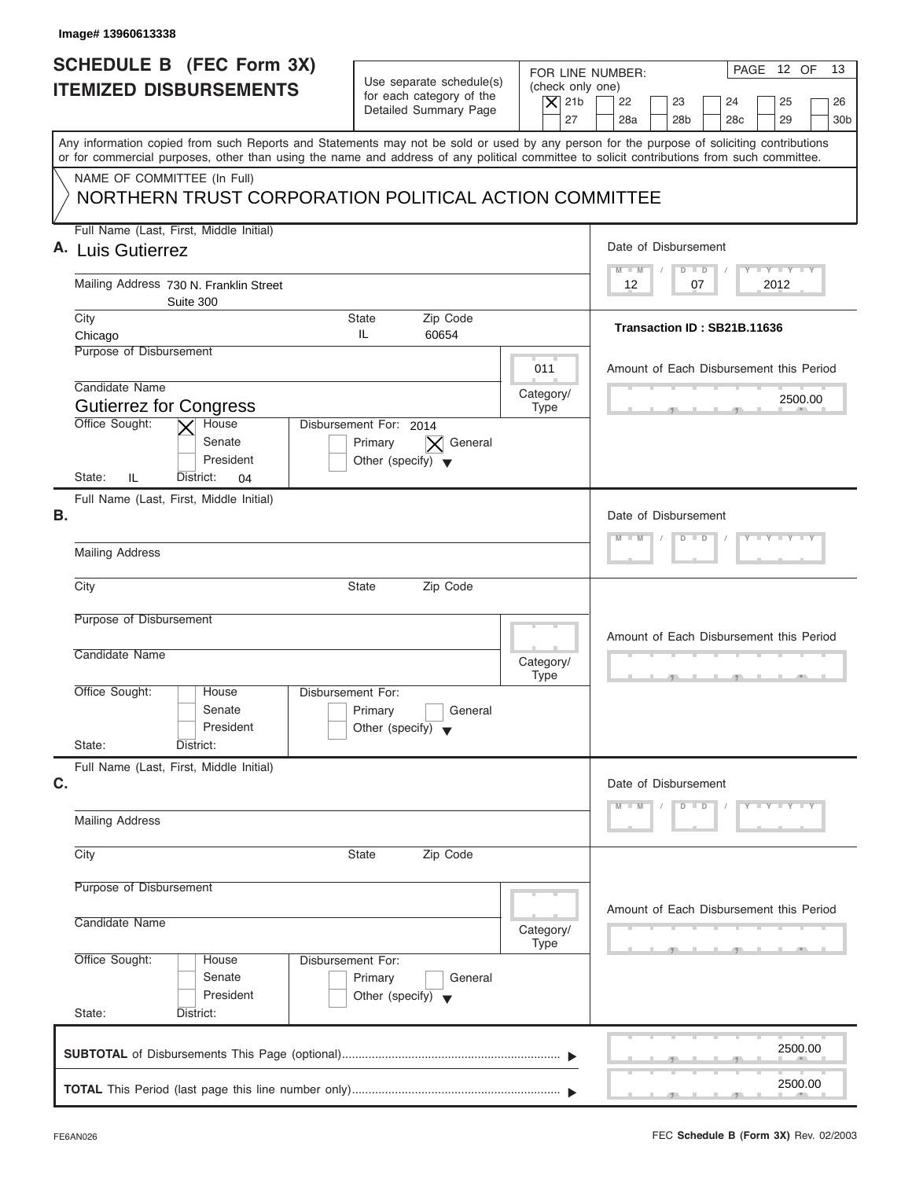Image# 13960613338

# SCHEDULE B (FEC Form 3X) ITEMIZED DISBURSEMENTS

Use separate schedule(s) for each category of the Detailed Summary Page

FOR LINE NUMBER: (check only one)

[X] 21b [ ] 22 [ ] 23 [ ] 24 [ ] 25 [ ] 26 [ ] 27 [ ] 28a [ ] 28b [ ] 28c [ ] 29 [ ] 30b

PAGE 12 OF 13

Any information copied from such Reports and Statements may not be sold or used by any person for the purpose of soliciting contributions or for commercial purposes, other than using the name and address of any political committee to solicit contributions from such committee.

NAME OF COMMITTEE (In Full)

NORTHERN TRUST CORPORATION POLITICAL ACTION COMMITTEE

## A.

Full Name (Last, First, Middle Initial): Luis Gutierrez

Mailing Address: 730 N. Franklin Street, Suite 300

City: Chicago | State: IL | Zip Code: 60654

Date of Disbursement: 12 / 07 / 2012

Transaction ID : SB21B.11636

Purpose of Disbursement:

Category/Type: 011

Candidate Name: Gutierrez for Congress

Amount of Each Disbursement this Period: 2500.00

Office Sought: [X] House [ ] Senate [ ] President

Disbursement For: 2014 [ ] Primary [X] General [ ] Other (specify)

State: IL District: 04

## B.

Full Name (Last, First, Middle Initial):

Mailing Address:

City: | State: | Zip Code:

Date of Disbursement:

Purpose of Disbursement:

Category/Type:

Candidate Name:

Amount of Each Disbursement this Period:

Office Sought: [ ] House [ ] Senate [ ] President

Disbursement For: [ ] Primary [ ] General [ ] Other (specify)

State: District:

## C.

Full Name (Last, First, Middle Initial):

Mailing Address:

City: | State: | Zip Code:

Date of Disbursement:

Purpose of Disbursement:

Category/Type:

Candidate Name:

Amount of Each Disbursement this Period:

Office Sought: [ ] House [ ] Senate [ ] President

Disbursement For: [ ] Primary [ ] General [ ] Other (specify)

State: District:

**SUBTOTAL** of Disbursements This Page (optional): 2500.00

**TOTAL** This Period (last page this line number only): 2500.00

FE6AN026

FEC **Schedule B (Form 3X)** Rev. 02/2003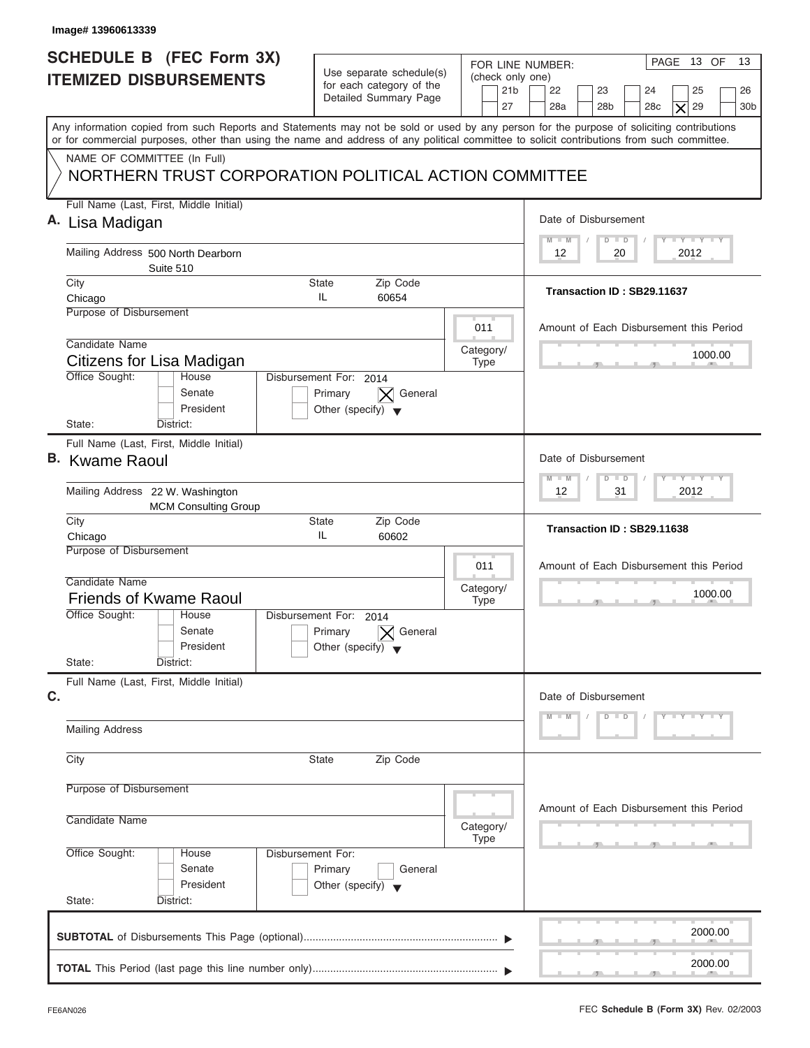Image# 13960613339

# SCHEDULE B (FEC Form 3X) ITEMIZED DISBURSEMENTS

Use separate schedule(s) for each category of the Detailed Summary Page

FOR LINE NUMBER: (check only one)

21b | 22 | 23 | 24 | 25 | 26
27 | 28a | 28b | 28c | [X] 29 | 30b

PAGE 13 OF 13

Any information copied from such Reports and Statements may not be sold or used by any person for the purpose of soliciting contributions or for commercial purposes, other than using the name and address of any political committee to solicit contributions from such committee.

NAME OF COMMITTEE (In Full)

NORTHERN TRUST CORPORATION POLITICAL ACTION COMMITTEE

**A.** Full Name (Last, First, Middle Initial): Lisa Madigan

Mailing Address: 500 North Dearborn, Suite 510

City: Chicago | State: IL | Zip Code: 60654

Purpose of Disbursement:

Candidate Name: Citizens for Lisa Madigan

Category/Type: 011

Office Sought: House / Senate / President

State: District:

Disbursement For: 2014 — Primary / [X] General / Other (specify)

Date of Disbursement: 12 / 20 / 2012

Transaction ID : SB29.11637

Amount of Each Disbursement this Period: 1000.00

**B.** Full Name (Last, First, Middle Initial): Kwame Raoul

Mailing Address: 22 W. Washington, MCM Consulting Group

City: Chicago | State: IL | Zip Code: 60602

Purpose of Disbursement:

Candidate Name: Friends of Kwame Raoul

Category/Type: 011

Office Sought: House / Senate / President

State: District:

Disbursement For: 2014 — Primary / [X] General / Other (specify)

Date of Disbursement: 12 / 31 / 2012

Transaction ID : SB29.11638

Amount of Each Disbursement this Period: 1000.00

**C.** Full Name (Last, First, Middle Initial):

Mailing Address:

City: | State: | Zip Code:

Purpose of Disbursement:

Candidate Name:

Category/Type:

Office Sought: House / Senate / President

State: District:

Disbursement For: Primary / General / Other (specify)

Date of Disbursement:

Amount of Each Disbursement this Period:

**SUBTOTAL** of Disbursements This Page (optional): 2000.00

**TOTAL** This Period (last page this line number only): 2000.00

FE6AN026

FEC **Schedule B (Form 3X)** Rev. 02/2003